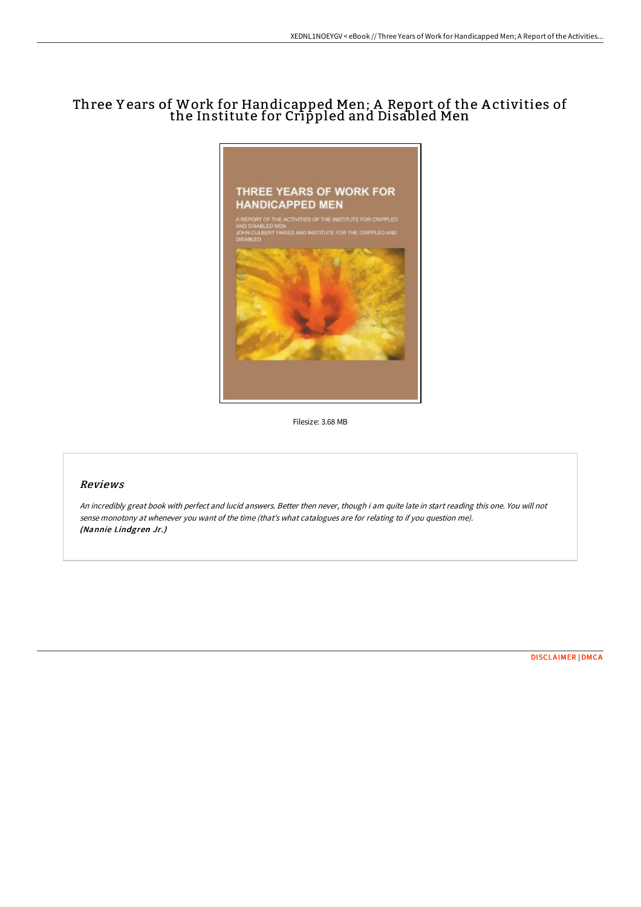# Three Years of Work for Handicapped Men; A Report of the Activities of the Institute for Crippled and Disabled Men

Filesize: 3.68 MB

## Reviews

*An incredibly great book with perfect and lucid answers. Better then never, though i am quite late in start reading this one. You will not sense monotony at whenever you want of the time (that's what catalogues are for relating to if you question me).*
***(Nannie Lindgren Jr.)***

DISCLAIMER | DMCA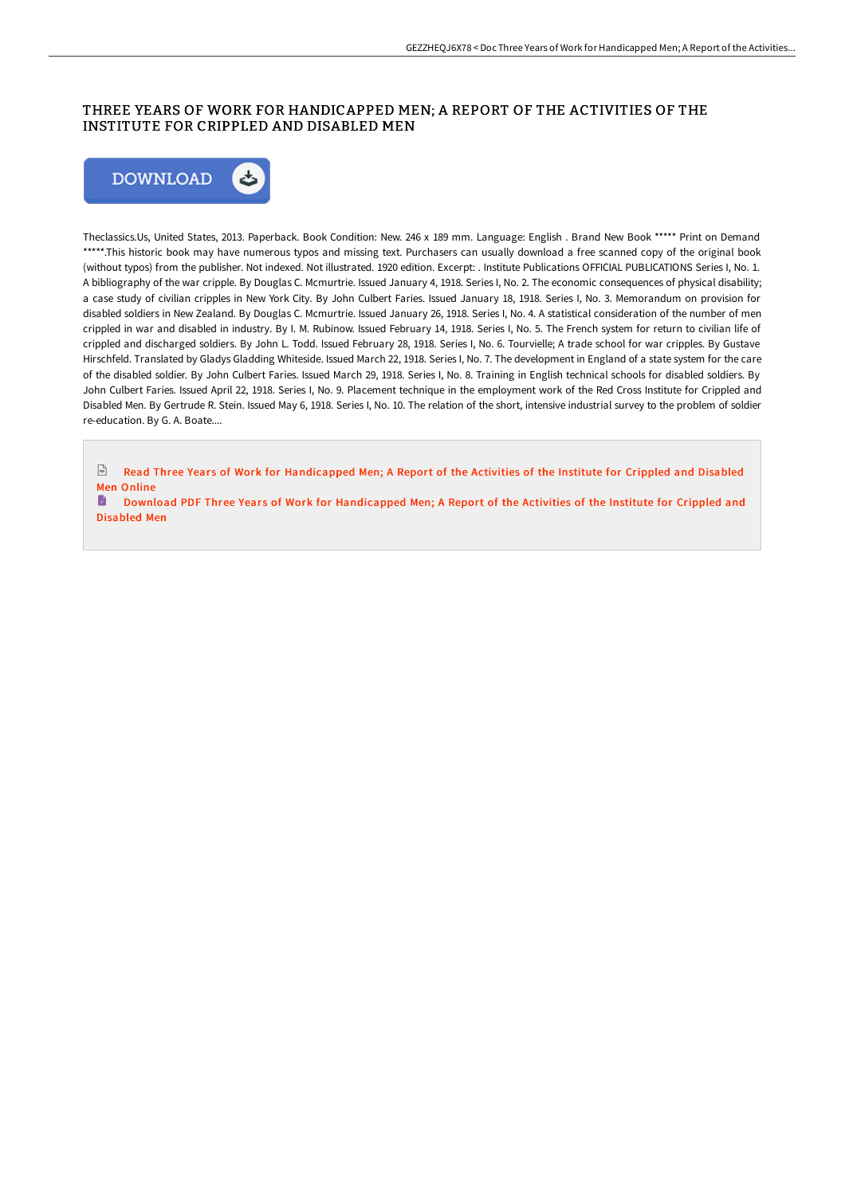# THREE YEARS OF WORK FOR HANDICAPPED MEN; A REPORT OF THE ACTIVITIES OF THE INSTITUTE FOR CRIPPLED AND DISABLED MEN

DOWNLOAD

Theclassics.Us, United States, 2013. Paperback. Book Condition: New. 246 x 189 mm. Language: English . Brand New Book ***** Print on Demand *****.This historic book may have numerous typos and missing text. Purchasers can usually download a free scanned copy of the original book (without typos) from the publisher. Not indexed. Not illustrated. 1920 edition. Excerpt: . Institute Publications OFFICIAL PUBLICATIONS Series I, No. 1. A bibliography of the war cripple. By Douglas C. Mcmurtrie. Issued January 4, 1918. Series I, No. 2. The economic consequences of physical disability; a case study of civilian cripples in New York City. By John Culbert Faries. Issued January 18, 1918. Series I, No. 3. Memorandum on provision for disabled soldiers in New Zealand. By Douglas C. Mcmurtrie. Issued January 26, 1918. Series I, No. 4. A statistical consideration of the number of men crippled in war and disabled in industry. By I. M. Rubinow. Issued February 14, 1918. Series I, No. 5. The French system for return to civilian life of crippled and discharged soldiers. By John L. Todd. Issued February 28, 1918. Series I, No. 6. Tourvielle; A trade school for war cripples. By Gustave Hirschfeld. Translated by Gladys Gladding Whiteside. Issued March 22, 1918. Series I, No. 7. The development in England of a state system for the care of the disabled soldier. By John Culbert Faries. Issued March 29, 1918. Series I, No. 8. Training in English technical schools for disabled soldiers. By John Culbert Faries. Issued April 22, 1918. Series I, No. 9. Placement technique in the employment work of the Red Cross Institute for Crippled and Disabled Men. By Gertrude R. Stein. Issued May 6, 1918. Series I, No. 10. The relation of the short, intensive industrial survey to the problem of soldier re-education. By G. A. Boate....

Read Three Years of Work for Handicapped Men; A Report of the Activities of the Institute for Crippled and Disabled Men Online

Download PDF Three Years of Work for Handicapped Men; A Report of the Activities of the Institute for Crippled and Disabled Men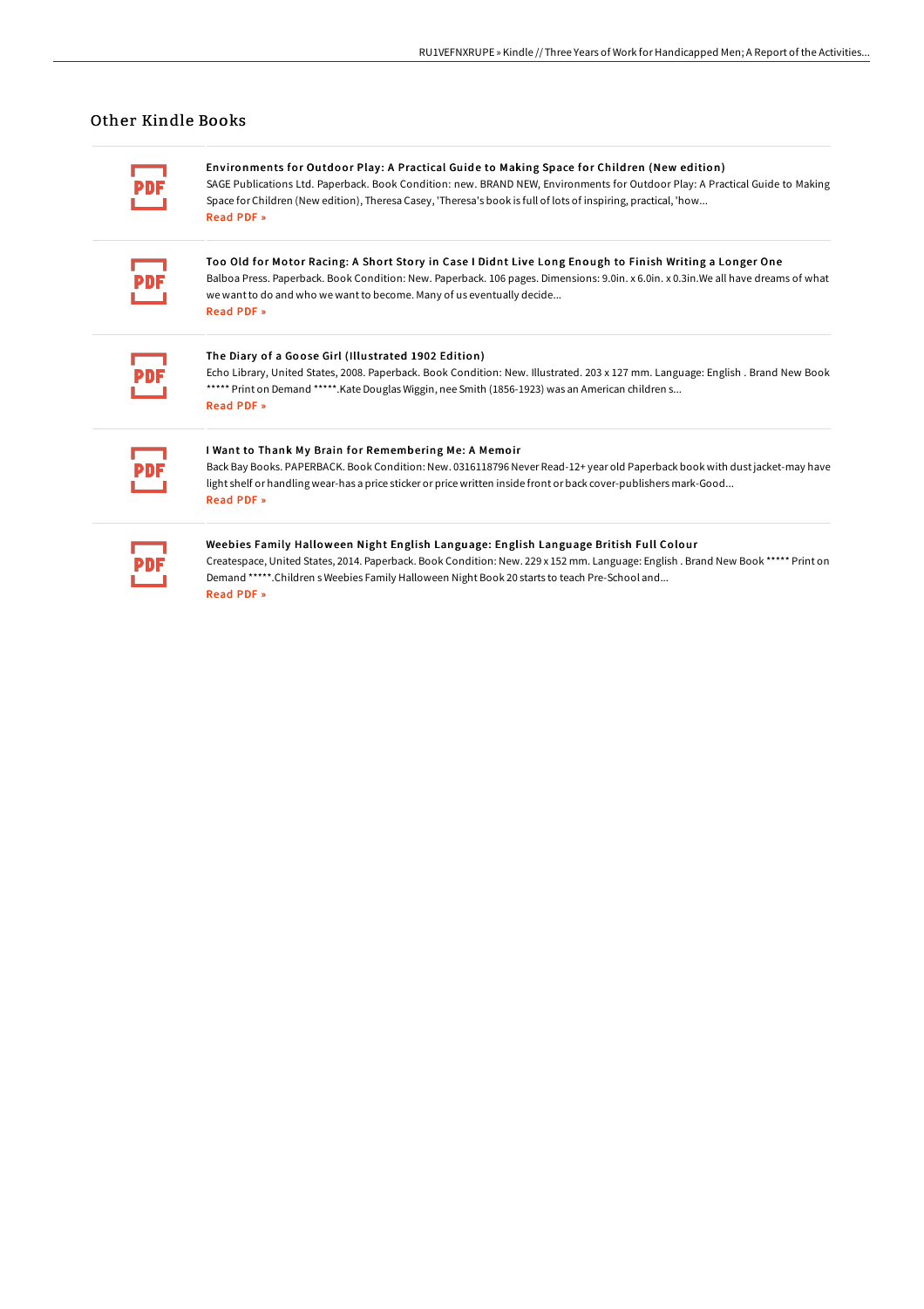## Other Kindle Books

**Environments for Outdoor Play: A Practical Guide to Making Space for Children (New edition)**
SAGE Publications Ltd. Paperback. Book Condition: new. BRAND NEW, Environments for Outdoor Play: A Practical Guide to Making Space for Children (New edition), Theresa Casey, 'Theresa's book is full of lots of inspiring, practical, 'how...
Read PDF »

**Too Old for Motor Racing: A Short Story in Case I Didnt Live Long Enough to Finish Writing a Longer One**
Balboa Press. Paperback. Book Condition: New. Paperback. 106 pages. Dimensions: 9.0in. x 6.0in. x 0.3in.We all have dreams of what we want to do and who we want to become. Many of us eventually decide...
Read PDF »

**The Diary of a Goose Girl (Illustrated 1902 Edition)**
Echo Library, United States, 2008. Paperback. Book Condition: New. Illustrated. 203 x 127 mm. Language: English . Brand New Book ***** Print on Demand *****.Kate Douglas Wiggin, nee Smith (1856-1923) was an American children s...
Read PDF »

**I Want to Thank My Brain for Remembering Me: A Memoir**
Back Bay Books. PAPERBACK. Book Condition: New. 0316118796 Never Read-12+ year old Paperback book with dust jacket-may have light shelf or handling wear-has a price sticker or price written inside front or back cover-publishers mark-Good...
Read PDF »

**Weebies Family Halloween Night English Language: English Language British Full Colour**
Createspace, United States, 2014. Paperback. Book Condition: New. 229 x 152 mm. Language: English . Brand New Book ***** Print on Demand *****.Children s Weebies Family Halloween Night Book 20 starts to teach Pre-School and...
Read PDF »